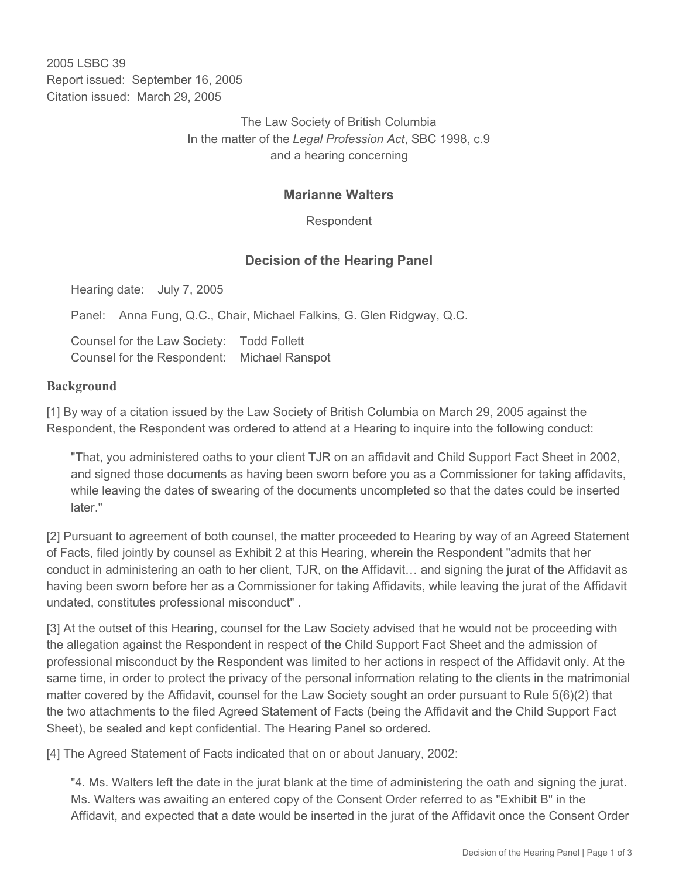2005 LSBC 39
Report issued: September 16, 2005
Citation issued: March 29, 2005

The Law Society of British Columbia
In the matter of the *Legal Profession Act*, SBC 1998, c.9
and a hearing concerning

## Marianne Walters

Respondent

## Decision of the Hearing Panel

Hearing date: July 7, 2005

Panel: Anna Fung, Q.C., Chair, Michael Falkins, G. Glen Ridgway, Q.C.

Counsel for the Law Society: Todd Follett
Counsel for the Respondent: Michael Ranspot

### Background

[1] By way of a citation issued by the Law Society of British Columbia on March 29, 2005 against the Respondent, the Respondent was ordered to attend at a Hearing to inquire into the following conduct:

> "That, you administered oaths to your client TJR on an affidavit and Child Support Fact Sheet in 2002, and signed those documents as having been sworn before you as a Commissioner for taking affidavits, while leaving the dates of swearing of the documents uncompleted so that the dates could be inserted later."

[2] Pursuant to agreement of both counsel, the matter proceeded to Hearing by way of an Agreed Statement of Facts, filed jointly by counsel as Exhibit 2 at this Hearing, wherein the Respondent "admits that her conduct in administering an oath to her client, TJR, on the Affidavit… and signing the jurat of the Affidavit as having been sworn before her as a Commissioner for taking Affidavits, while leaving the jurat of the Affidavit undated, constitutes professional misconduct" .

[3] At the outset of this Hearing, counsel for the Law Society advised that he would not be proceeding with the allegation against the Respondent in respect of the Child Support Fact Sheet and the admission of professional misconduct by the Respondent was limited to her actions in respect of the Affidavit only. At the same time, in order to protect the privacy of the personal information relating to the clients in the matrimonial matter covered by the Affidavit, counsel for the Law Society sought an order pursuant to Rule 5(6)(2) that the two attachments to the filed Agreed Statement of Facts (being the Affidavit and the Child Support Fact Sheet), be sealed and kept confidential. The Hearing Panel so ordered.

[4] The Agreed Statement of Facts indicated that on or about January, 2002:

> "4. Ms. Walters left the date in the jurat blank at the time of administering the oath and signing the jurat. Ms. Walters was awaiting an entered copy of the Consent Order referred to as "Exhibit B" in the Affidavit, and expected that a date would be inserted in the jurat of the Affidavit once the Consent Order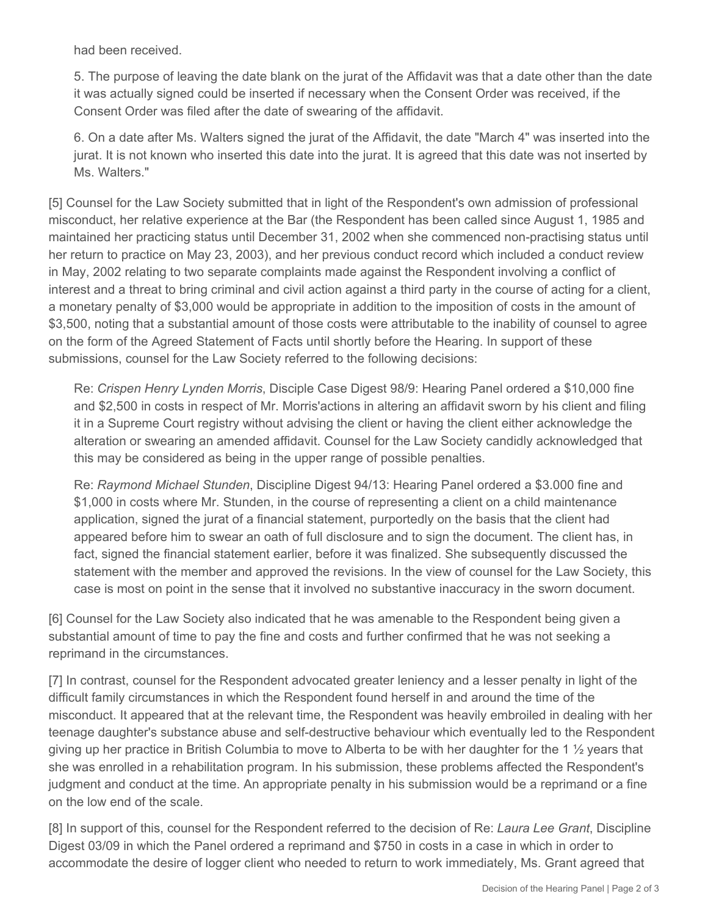had been received.

> 5. The purpose of leaving the date blank on the jurat of the Affidavit was that a date other than the date it was actually signed could be inserted if necessary when the Consent Order was received, if the Consent Order was filed after the date of swearing of the affidavit.
>
> 6. On a date after Ms. Walters signed the jurat of the Affidavit, the date "March 4" was inserted into the jurat. It is not known who inserted this date into the jurat. It is agreed that this date was not inserted by Ms. Walters."

[5] Counsel for the Law Society submitted that in light of the Respondent's own admission of professional misconduct, her relative experience at the Bar (the Respondent has been called since August 1, 1985 and maintained her practicing status until December 31, 2002 when she commenced non-practising status until her return to practice on May 23, 2003), and her previous conduct record which included a conduct review in May, 2002 relating to two separate complaints made against the Respondent involving a conflict of interest and a threat to bring criminal and civil action against a third party in the course of acting for a client, a monetary penalty of $3,000 would be appropriate in addition to the imposition of costs in the amount of $3,500, noting that a substantial amount of those costs were attributable to the inability of counsel to agree on the form of the Agreed Statement of Facts until shortly before the Hearing. In support of these submissions, counsel for the Law Society referred to the following decisions:

> Re: *Crispen Henry Lynden Morris*, Disciple Case Digest 98/9: Hearing Panel ordered a $10,000 fine and $2,500 in costs in respect of Mr. Morris'actions in altering an affidavit sworn by his client and filing it in a Supreme Court registry without advising the client or having the client either acknowledge the alteration or swearing an amended affidavit. Counsel for the Law Society candidly acknowledged that this may be considered as being in the upper range of possible penalties.
>
> Re: *Raymond Michael Stunden*, Discipline Digest 94/13: Hearing Panel ordered a $3.000 fine and $1,000 in costs where Mr. Stunden, in the course of representing a client on a child maintenance application, signed the jurat of a financial statement, purportedly on the basis that the client had appeared before him to swear an oath of full disclosure and to sign the document. The client has, in fact, signed the financial statement earlier, before it was finalized. She subsequently discussed the statement with the member and approved the revisions. In the view of counsel for the Law Society, this case is most on point in the sense that it involved no substantive inaccuracy in the sworn document.

[6] Counsel for the Law Society also indicated that he was amenable to the Respondent being given a substantial amount of time to pay the fine and costs and further confirmed that he was not seeking a reprimand in the circumstances.

[7] In contrast, counsel for the Respondent advocated greater leniency and a lesser penalty in light of the difficult family circumstances in which the Respondent found herself in and around the time of the misconduct. It appeared that at the relevant time, the Respondent was heavily embroiled in dealing with her teenage daughter's substance abuse and self-destructive behaviour which eventually led to the Respondent giving up her practice in British Columbia to move to Alberta to be with her daughter for the 1 ½ years that she was enrolled in a rehabilitation program. In his submission, these problems affected the Respondent's judgment and conduct at the time. An appropriate penalty in his submission would be a reprimand or a fine on the low end of the scale.

[8] In support of this, counsel for the Respondent referred to the decision of Re: *Laura Lee Grant*, Discipline Digest 03/09 in which the Panel ordered a reprimand and $750 in costs in a case in which in order to accommodate the desire of logger client who needed to return to work immediately, Ms. Grant agreed that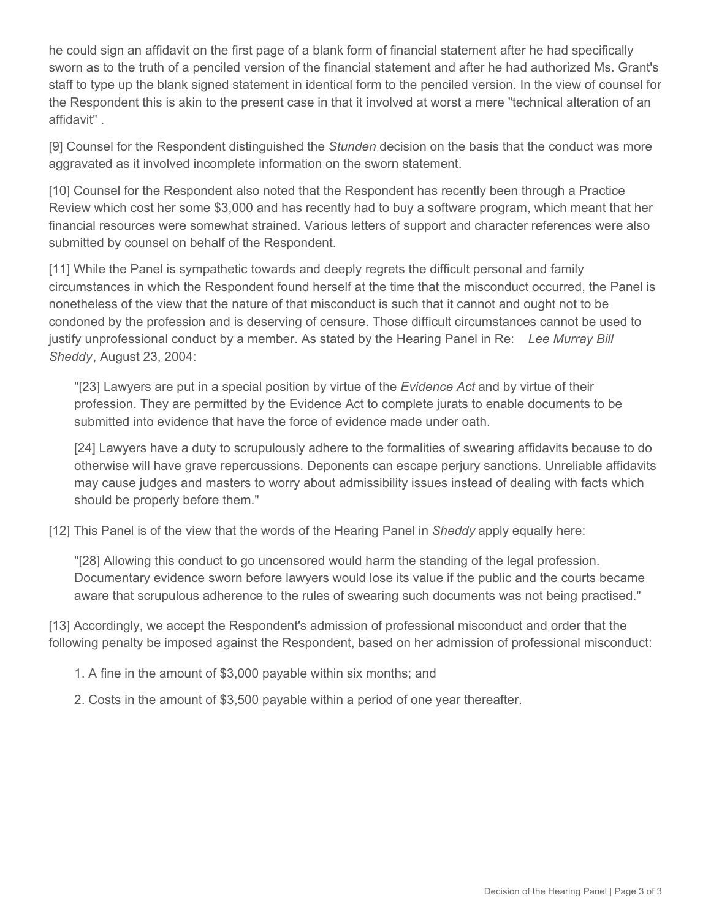he could sign an affidavit on the first page of a blank form of financial statement after he had specifically sworn as to the truth of a penciled version of the financial statement and after he had authorized Ms. Grant's staff to type up the blank signed statement in identical form to the penciled version. In the view of counsel for the Respondent this is akin to the present case in that it involved at worst a mere "technical alteration of an affidavit" .

[9] Counsel for the Respondent distinguished the *Stunden* decision on the basis that the conduct was more aggravated as it involved incomplete information on the sworn statement.

[10] Counsel for the Respondent also noted that the Respondent has recently been through a Practice Review which cost her some $3,000 and has recently had to buy a software program, which meant that her financial resources were somewhat strained. Various letters of support and character references were also submitted by counsel on behalf of the Respondent.

[11] While the Panel is sympathetic towards and deeply regrets the difficult personal and family circumstances in which the Respondent found herself at the time that the misconduct occurred, the Panel is nonetheless of the view that the nature of that misconduct is such that it cannot and ought not to be condoned by the profession and is deserving of censure. Those difficult circumstances cannot be used to justify unprofessional conduct by a member. As stated by the Hearing Panel in Re: *Lee Murray Bill Sheddy*, August 23, 2004:

> "[23] Lawyers are put in a special position by virtue of the *Evidence Act* and by virtue of their profession. They are permitted by the Evidence Act to complete jurats to enable documents to be submitted into evidence that have the force of evidence made under oath.
>
> [24] Lawyers have a duty to scrupulously adhere to the formalities of swearing affidavits because to do otherwise will have grave repercussions. Deponents can escape perjury sanctions. Unreliable affidavits may cause judges and masters to worry about admissibility issues instead of dealing with facts which should be properly before them."

[12] This Panel is of the view that the words of the Hearing Panel in *Sheddy* apply equally here:

> "[28] Allowing this conduct to go uncensored would harm the standing of the legal profession. Documentary evidence sworn before lawyers would lose its value if the public and the courts became aware that scrupulous adherence to the rules of swearing such documents was not being practised."

[13] Accordingly, we accept the Respondent's admission of professional misconduct and order that the following penalty be imposed against the Respondent, based on her admission of professional misconduct:

1. A fine in the amount of $3,000 payable within six months; and
2. Costs in the amount of $3,500 payable within a period of one year thereafter.